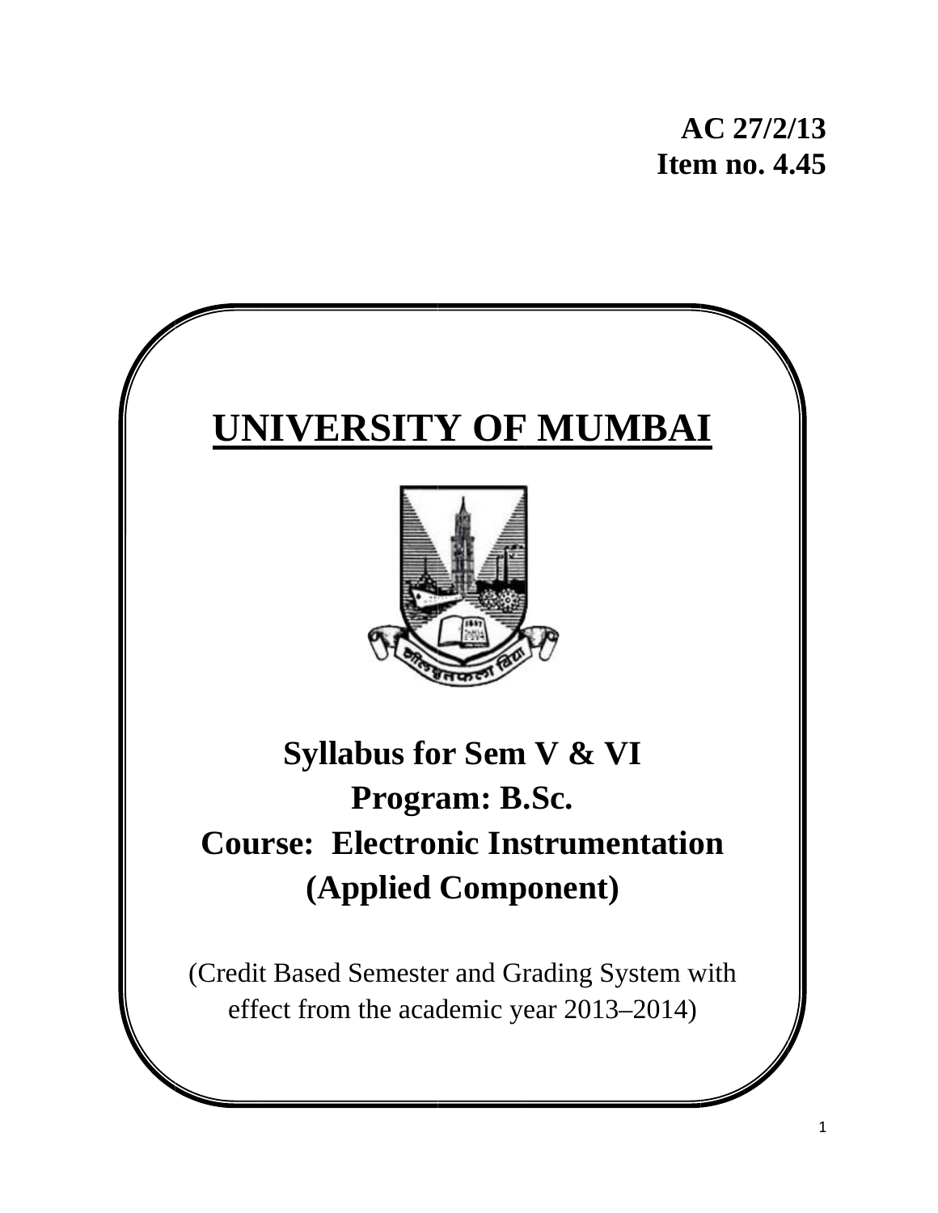**AC 27/2/13**
**Item no. 4.45**

# UNIVERSITY OF MUMBAI

## Syllabus for Sem V & VI

## Program: B.Sc.

## Course: Electronic Instrumentation (Applied Component)

(Credit Based Semester and Grading System with effect from the academic year 2013–2014)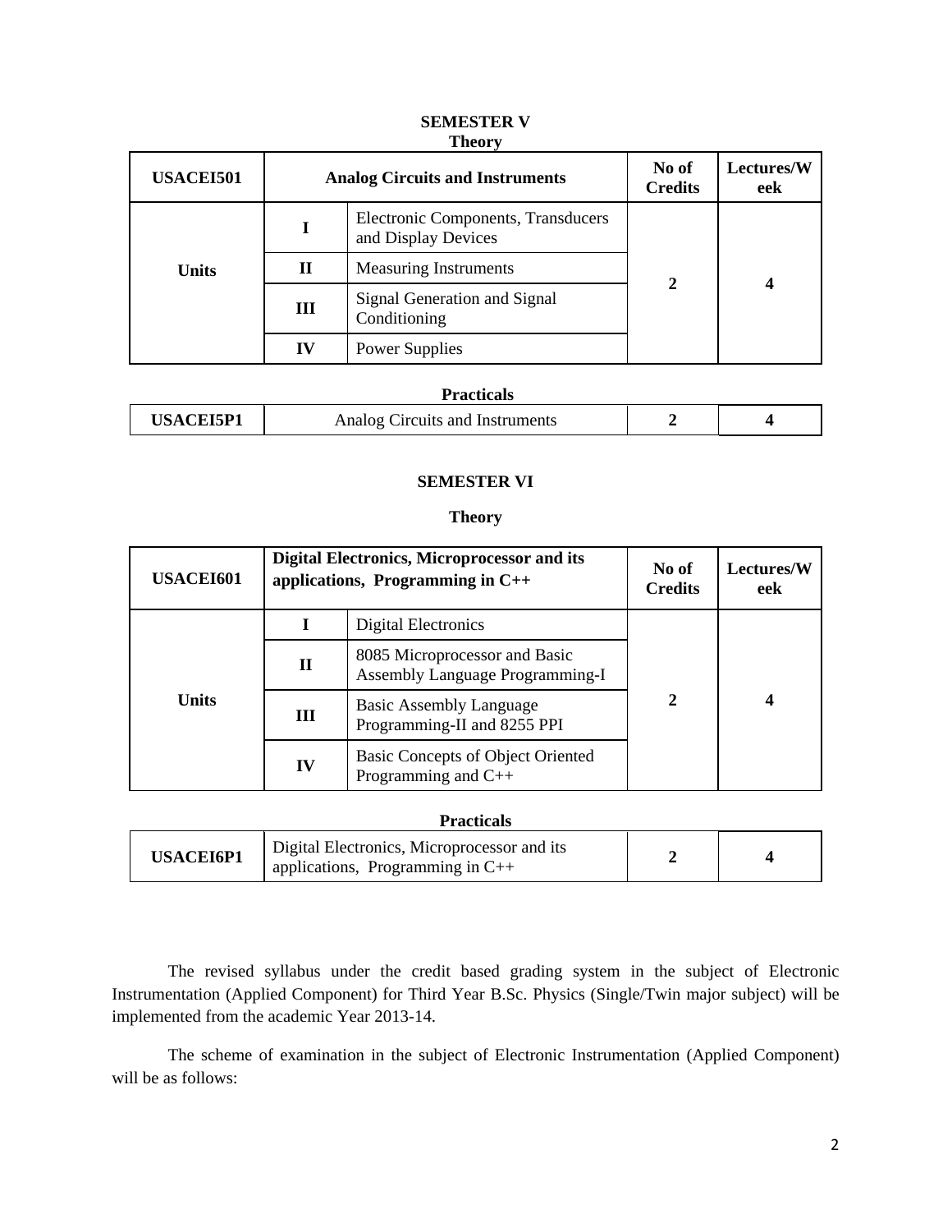## SEMESTER V

### Theory

| USACEI501 | Analog Circuits and Instruments | | No of Credits | Lectures/Week |
|---|---|---|---|---|
| Units | I | Electronic Components, Transducers and Display Devices | 2 | 4 |
| | II | Measuring Instruments | | |
| | III | Signal Generation and Signal Conditioning | | |
| | IV | Power Supplies | | |

### Practicals

| USACEI5P1 | Analog Circuits and Instruments | 2 | 4 |
|---|---|---|---|

## SEMESTER VI

### Theory

| USACEI601 | Digital Electronics, Microprocessor and its applications, Programming in C++ | | No of Credits | Lectures/Week |
|---|---|---|---|---|
| Units | I | Digital Electronics | 2 | 4 |
| | II | 8085 Microprocessor and Basic Assembly Language Programming-I | | |
| | III | Basic Assembly Language Programming-II and 8255 PPI | | |
| | IV | Basic Concepts of Object Oriented Programming and C++ | | |

### Practicals

| USACEI6P1 | Digital Electronics, Microprocessor and its applications, Programming in C++ | 2 | 4 |
|---|---|---|---|

The revised syllabus under the credit based grading system in the subject of Electronic Instrumentation (Applied Component) for Third Year B.Sc. Physics (Single/Twin major subject) will be implemented from the academic Year 2013-14.

The scheme of examination in the subject of Electronic Instrumentation (Applied Component) will be as follows: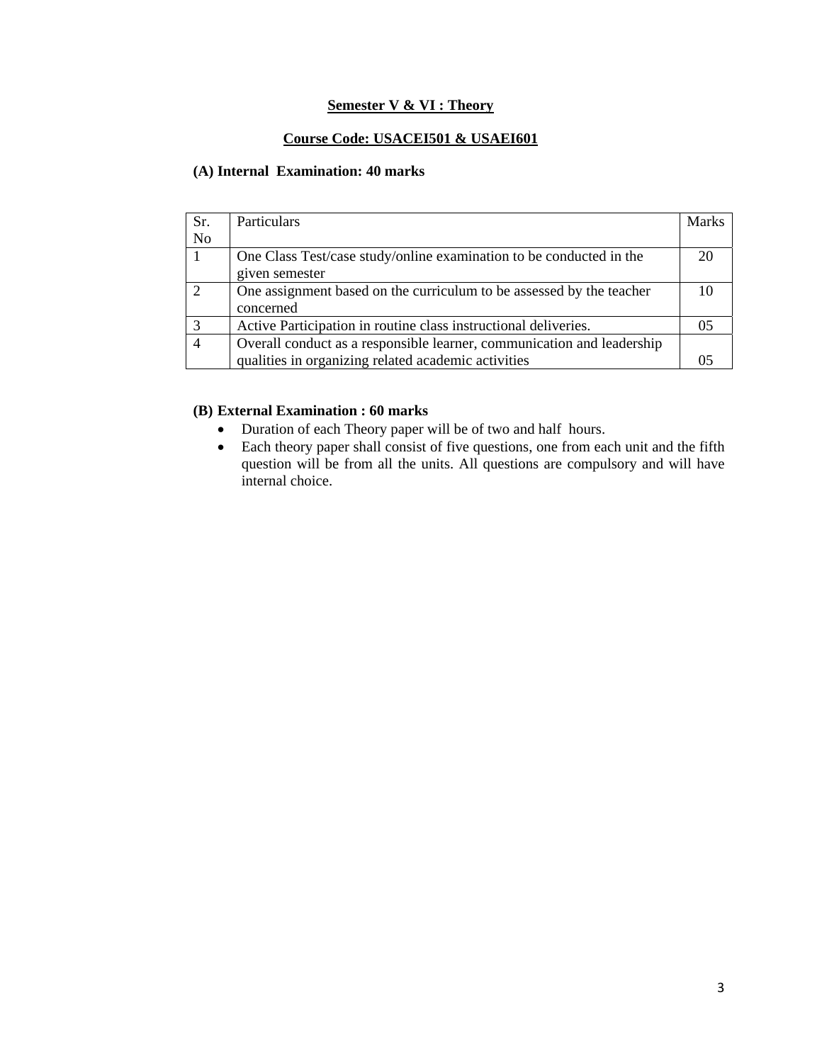**Semester V & VI : Theory**

**Course Code: USACEI501 & USAEI601**

**(A) Internal Examination: 40 marks**

| Sr. No | Particulars | Marks |
|---|---|---|
| 1 | One Class Test/case study/online examination to be conducted in the given semester | 20 |
| 2 | One assignment based on the curriculum to be assessed by the teacher concerned | 10 |
| 3 | Active Participation in routine class instructional deliveries. | 05 |
| 4 | Overall conduct as a responsible learner, communication and leadership qualities in organizing related academic activities | 05 |

**(B) External Examination : 60 marks**

- Duration of each Theory paper will be of two and half hours.
- Each theory paper shall consist of five questions, one from each unit and the fifth question will be from all the units. All questions are compulsory and will have internal choice.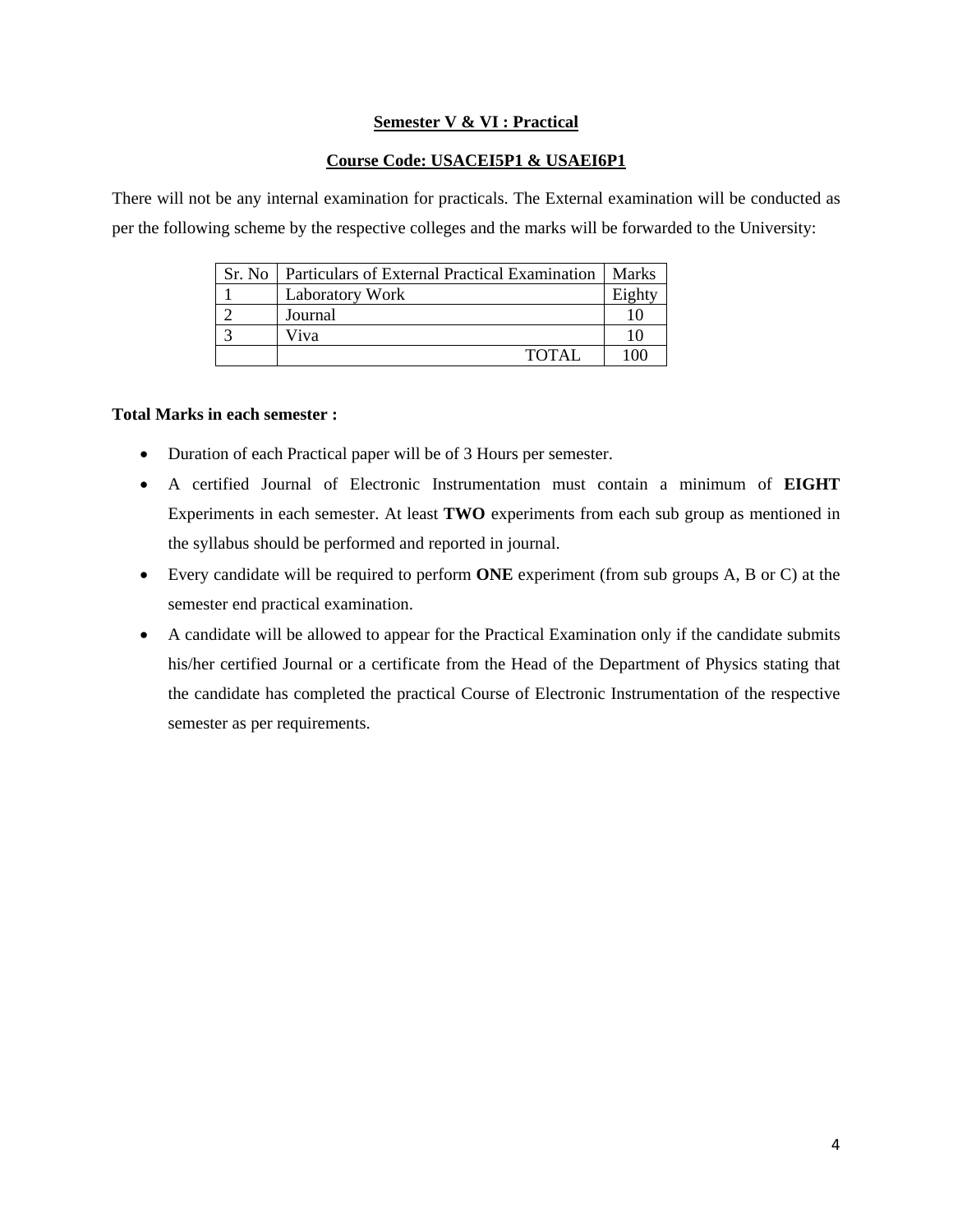**Semester V & VI : Practical**

**Course Code: USACEI5P1 & USAEI6P1**

There will not be any internal examination for practicals. The External examination will be conducted as per the following scheme by the respective colleges and the marks will be forwarded to the University:

| Sr. No | Particulars of External Practical Examination | Marks |
|---|---|---|
| 1 | Laboratory Work | Eighty |
| 2 | Journal | 10 |
| 3 | Viva | 10 |
| | TOTAL | 100 |

**Total Marks in each semester :**

- Duration of each Practical paper will be of 3 Hours per semester.
- A certified Journal of Electronic Instrumentation must contain a minimum of **EIGHT** Experiments in each semester. At least **TWO** experiments from each sub group as mentioned in the syllabus should be performed and reported in journal.
- Every candidate will be required to perform **ONE** experiment (from sub groups A, B or C) at the semester end practical examination.
- A candidate will be allowed to appear for the Practical Examination only if the candidate submits his/her certified Journal or a certificate from the Head of the Department of Physics stating that the candidate has completed the practical Course of Electronic Instrumentation of the respective semester as per requirements.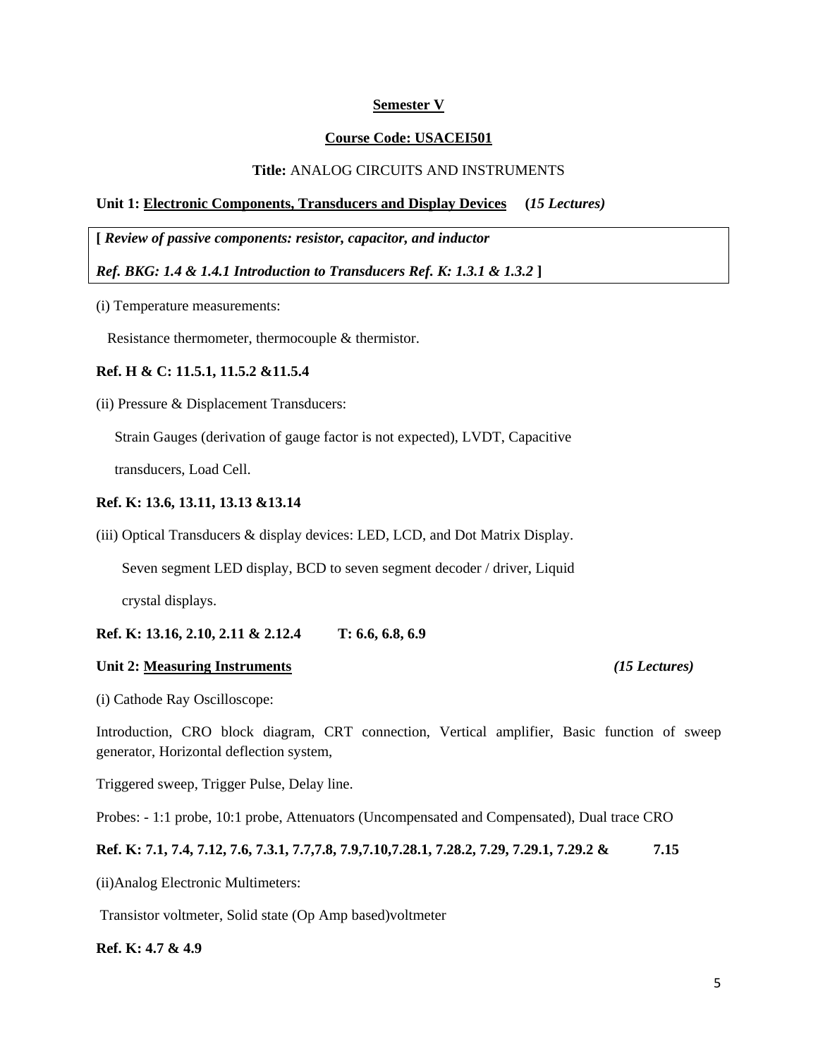**Semester V**

**Course Code: USACEI501**

**Title:** ANALOG CIRCUITS AND INSTRUMENTS

**Unit 1: Electronic Components, Transducers and Display Devices (*15 Lectures)***

**[ *Review of passive components: resistor, capacitor, and inductor***

***Ref. BKG: 1.4 & 1.4.1 Introduction to Transducers Ref. K: 1.3.1 & 1.3.2* ]**

(i) Temperature measurements:

Resistance thermometer, thermocouple & thermistor.

**Ref. H & C: 11.5.1, 11.5.2 &11.5.4**

(ii) Pressure & Displacement Transducers:

Strain Gauges (derivation of gauge factor is not expected), LVDT, Capacitive transducers, Load Cell.

**Ref. K: 13.6, 13.11, 13.13 &13.14**

(iii) Optical Transducers & display devices: LED, LCD, and Dot Matrix Display.

Seven segment LED display, BCD to seven segment decoder / driver, Liquid crystal displays.

**Ref. K: 13.16, 2.10, 2.11 & 2.12.4 T: 6.6, 6.8, 6.9**

**Unit 2: Measuring Instruments *(15 Lectures)***

(i) Cathode Ray Oscilloscope:

Introduction, CRO block diagram, CRT connection, Vertical amplifier, Basic function of sweep generator, Horizontal deflection system,

Triggered sweep, Trigger Pulse, Delay line.

Probes: - 1:1 probe, 10:1 probe, Attenuators (Uncompensated and Compensated), Dual trace CRO

**Ref. K: 7.1, 7.4, 7.12, 7.6, 7.3.1, 7.7,7.8, 7.9,7.10,7.28.1, 7.28.2, 7.29, 7.29.1, 7.29.2 & 7.15**

(ii)Analog Electronic Multimeters:

Transistor voltmeter, Solid state (Op Amp based)voltmeter

**Ref. K: 4.7 & 4.9**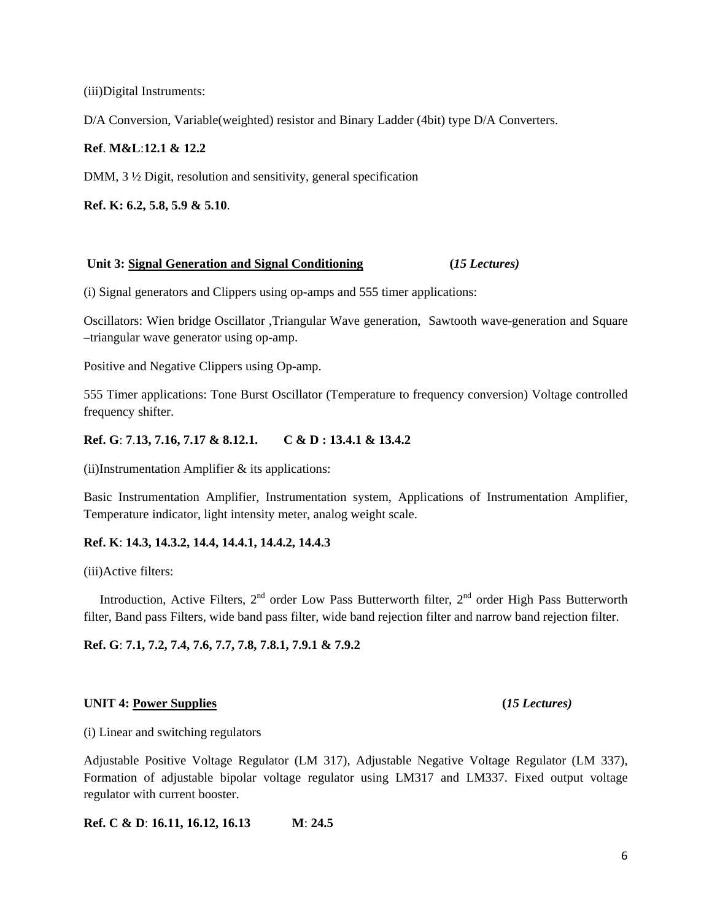(iii)Digital Instruments:

D/A Conversion, Variable(weighted) resistor and Binary Ladder (4bit) type D/A Converters.

**Ref**. **M&L**:**12.1 & 12.2**

DMM, 3 ½ Digit, resolution and sensitivity, general specification

**Ref. K: 6.2, 5.8, 5.9 & 5.10**.

**Unit 3: <u>Signal Generation and Signal Conditioning</u>** **(*15 Lectures)***

(i) Signal generators and Clippers using op-amps and 555 timer applications:

Oscillators: Wien bridge Oscillator ,Triangular Wave generation, Sawtooth wave-generation and Square –triangular wave generator using op-amp.

Positive and Negative Clippers using Op-amp.

555 Timer applications: Tone Burst Oscillator (Temperature to frequency conversion) Voltage controlled frequency shifter.

**Ref. G**: **7**.**13, 7.16, 7.17 & 8.12.1.** **C & D : 13.4.1 & 13.4.2**

(ii)Instrumentation Amplifier & its applications:

Basic Instrumentation Amplifier, Instrumentation system, Applications of Instrumentation Amplifier, Temperature indicator, light intensity meter, analog weight scale.

**Ref. K**: **14.3, 14.3.2, 14.4, 14.4.1, 14.4.2, 14.4.3**

(iii)Active filters:

Introduction, Active Filters, 2nd order Low Pass Butterworth filter, 2nd order High Pass Butterworth filter, Band pass Filters, wide band pass filter, wide band rejection filter and narrow band rejection filter.

**Ref. G**: **7.1, 7.2, 7.4, 7.6, 7.7, 7.8, 7.8.1, 7.9.1 & 7.9.2**

**UNIT 4: <u>Power Supplies</u>** **(*15 Lectures)***

(i) Linear and switching regulators

Adjustable Positive Voltage Regulator (LM 317), Adjustable Negative Voltage Regulator (LM 337), Formation of adjustable bipolar voltage regulator using LM317 and LM337. Fixed output voltage regulator with current booster.

**Ref. C & D**: **16.11, 16.12, 16.13** **M**: **24.5**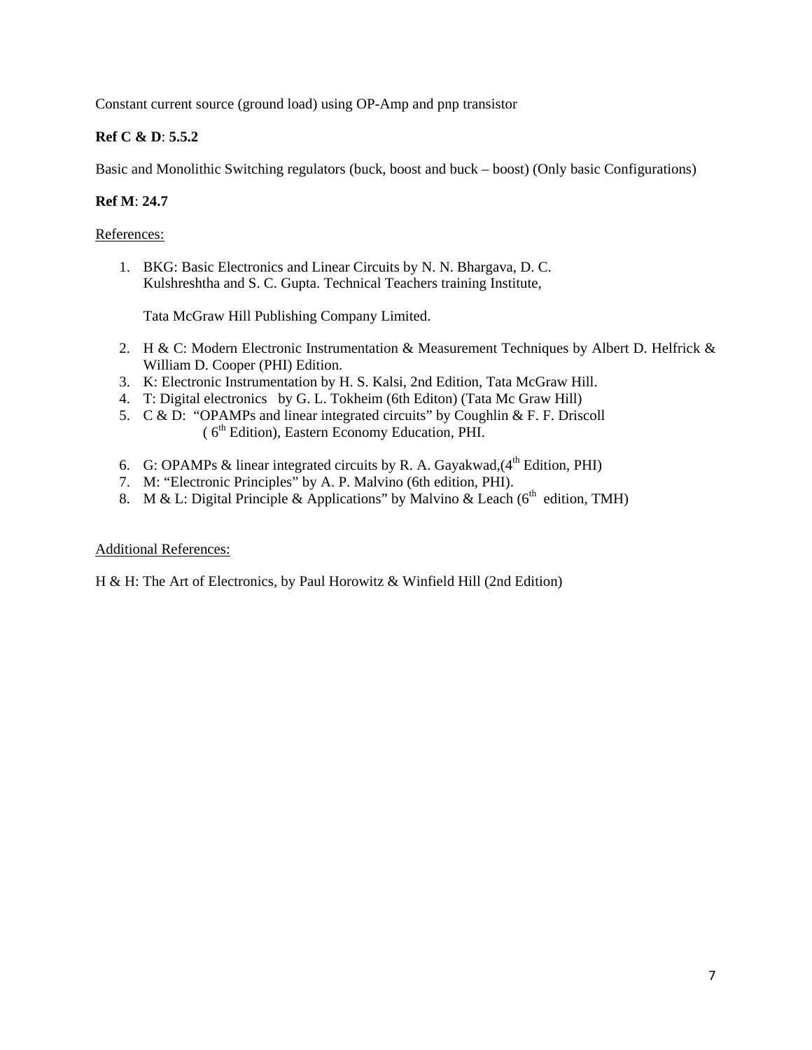Constant current source (ground load) using OP-Amp and pnp transistor

**Ref C & D**: **5.5.2**

Basic and Monolithic Switching regulators (buck, boost and buck – boost) (Only basic Configurations)

**Ref M**: **24.7**

References:

1. BKG: Basic Electronics and Linear Circuits by N. N. Bhargava, D. C. Kulshreshtha and S. C. Gupta. Technical Teachers training Institute,

   Tata McGraw Hill Publishing Company Limited.

2. H & C: Modern Electronic Instrumentation & Measurement Techniques by Albert D. Helfrick & William D. Cooper (PHI) Edition.
3. K: Electronic Instrumentation by H. S. Kalsi, 2nd Edition, Tata McGraw Hill.
4. T: Digital electronics by G. L. Tokheim (6th Editon) (Tata Mc Graw Hill)
5. C & D: "OPAMPs and linear integrated circuits" by Coughlin & F. F. Driscoll ( 6th Edition), Eastern Economy Education, PHI.
6. G: OPAMPs & linear integrated circuits by R. A. Gayakwad,(4th Edition, PHI)
7. M: "Electronic Principles" by A. P. Malvino (6th edition, PHI).
8. M & L: Digital Principle & Applications" by Malvino & Leach (6th edition, TMH)

Additional References:

H & H: The Art of Electronics, by Paul Horowitz & Winfield Hill (2nd Edition)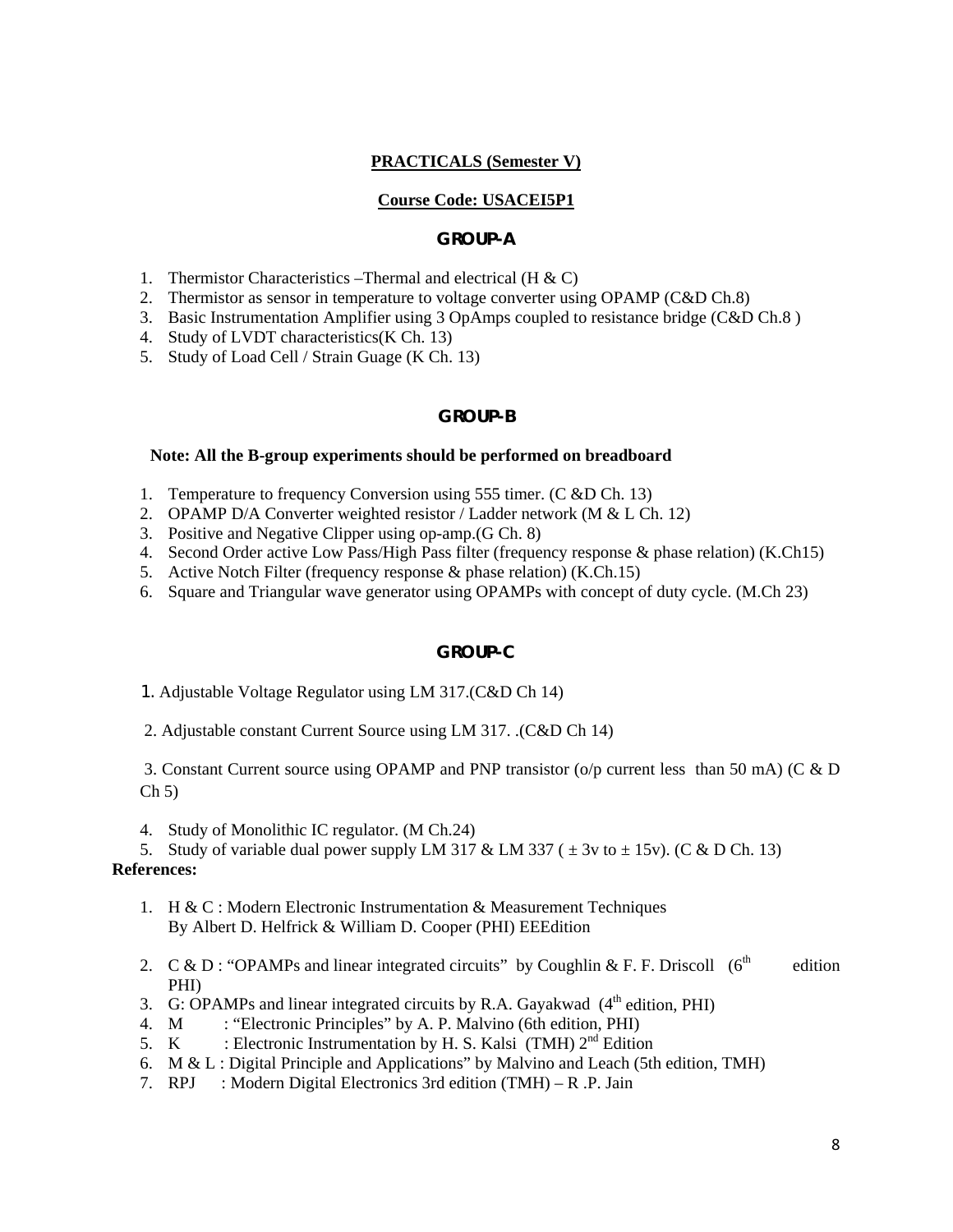**PRACTICALS (Semester V)**

**Course Code: USACEI5P1**

### GROUP-A

1. Thermistor Characteristics –Thermal and electrical (H & C)
2. Thermistor as sensor in temperature to voltage converter using OPAMP (C&D Ch.8)
3. Basic Instrumentation Amplifier using 3 OpAmps coupled to resistance bridge (C&D Ch.8 )
4. Study of LVDT characteristics(K Ch. 13)
5. Study of Load Cell / Strain Guage (K Ch. 13)

### GROUP-B

**Note: All the B-group experiments should be performed on breadboard**

1. Temperature to frequency Conversion using 555 timer. (C &D Ch. 13)
2. OPAMP D/A Converter weighted resistor / Ladder network (M & L Ch. 12)
3. Positive and Negative Clipper using op-amp.(G Ch. 8)
4. Second Order active Low Pass/High Pass filter (frequency response & phase relation) (K.Ch15)
5. Active Notch Filter (frequency response & phase relation) (K.Ch.15)
6. Square and Triangular wave generator using OPAMPs with concept of duty cycle. (M.Ch 23)

### GROUP-C

1. Adjustable Voltage Regulator using LM 317.(C&D Ch 14)
2. Adjustable constant Current Source using LM 317. .(C&D Ch 14)
3. Constant Current source using OPAMP and PNP transistor (o/p current less than 50 mA) (C & D Ch 5)
4. Study of Monolithic IC regulator. (M Ch.24)
5. Study of variable dual power supply LM 317 & LM 337 ( $\pm$ 3v to $\pm$ 15v). (C & D Ch. 13)

**References:**

1. H & C : Modern Electronic Instrumentation & Measurement Techniques By Albert D. Helfrick & William D. Cooper (PHI) EEEdition
2. C & D : "OPAMPs and linear integrated circuits" by Coughlin & F. F. Driscoll (6th edition PHI)
3. G: OPAMPs and linear integrated circuits by R.A. Gayakwad (4th edition, PHI)
4. M : "Electronic Principles" by A. P. Malvino (6th edition, PHI)
5. K : Electronic Instrumentation by H. S. Kalsi (TMH) 2nd Edition
6. M & L : Digital Principle and Applications" by Malvino and Leach (5th edition, TMH)
7. RPJ : Modern Digital Electronics 3rd edition (TMH) – R .P. Jain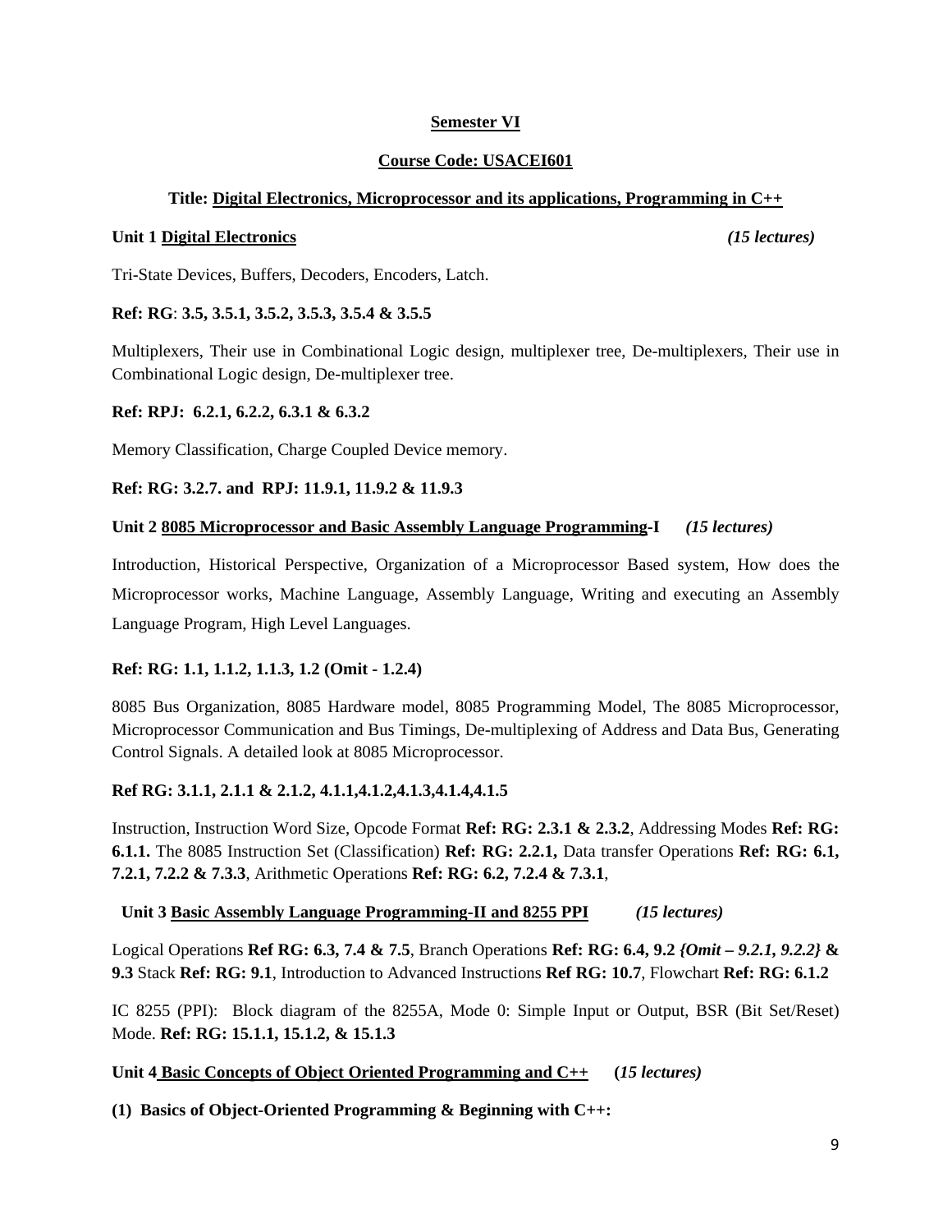**Semester VI**

**Course Code: USACEI601**

**Title: Digital Electronics, Microprocessor and its applications, Programming in C++**

**Unit 1 Digital Electronics** *(15 lectures)*

Tri-State Devices, Buffers, Decoders, Encoders, Latch.

**Ref: RG**: **3.5, 3.5.1, 3.5.2, 3.5.3, 3.5.4 & 3.5.5**

Multiplexers, Their use in Combinational Logic design, multiplexer tree, De-multiplexers, Their use in Combinational Logic design, De-multiplexer tree.

**Ref: RPJ: 6.2.1, 6.2.2, 6.3.1 & 6.3.2**

Memory Classification, Charge Coupled Device memory.

**Ref: RG: 3.2.7. and RPJ: 11.9.1, 11.9.2 & 11.9.3**

**Unit 2 8085 Microprocessor and Basic Assembly Language Programming-I** *(15 lectures)*

Introduction, Historical Perspective, Organization of a Microprocessor Based system, How does the Microprocessor works, Machine Language, Assembly Language, Writing and executing an Assembly Language Program, High Level Languages.

**Ref: RG: 1.1, 1.1.2, 1.1.3, 1.2 (Omit - 1.2.4)**

8085 Bus Organization, 8085 Hardware model, 8085 Programming Model, The 8085 Microprocessor, Microprocessor Communication and Bus Timings, De-multiplexing of Address and Data Bus, Generating Control Signals. A detailed look at 8085 Microprocessor.

**Ref RG: 3.1.1, 2.1.1 & 2.1.2, 4.1.1,4.1.2,4.1.3,4.1.4,4.1.5**

Instruction, Instruction Word Size, Opcode Format **Ref: RG: 2.3.1 & 2.3.2**, Addressing Modes **Ref: RG: 6.1.1.** The 8085 Instruction Set (Classification) **Ref: RG: 2.2.1,** Data transfer Operations **Ref: RG: 6.1, 7.2.1, 7.2.2 & 7.3.3**, Arithmetic Operations **Ref: RG: 6.2, 7.2.4 & 7.3.1**,

**Unit 3 Basic Assembly Language Programming-II and 8255 PPI** *(15 lectures)*

Logical Operations **Ref RG: 6.3, 7.4 & 7.5**, Branch Operations **Ref: RG: 6.4, 9.2** ***{Omit – 9.2.1, 9.2.2}*** **& 9.3** Stack **Ref: RG: 9.1**, Introduction to Advanced Instructions **Ref RG: 10.7**, Flowchart **Ref: RG: 6.1.2**

IC 8255 (PPI): Block diagram of the 8255A, Mode 0: Simple Input or Output, BSR (Bit Set/Reset) Mode. **Ref: RG: 15.1.1, 15.1.2, & 15.1.3**

**Unit 4 Basic Concepts of Object Oriented Programming and C++** **(*15 lectures)***

**(1) Basics of Object-Oriented Programming & Beginning with C++:**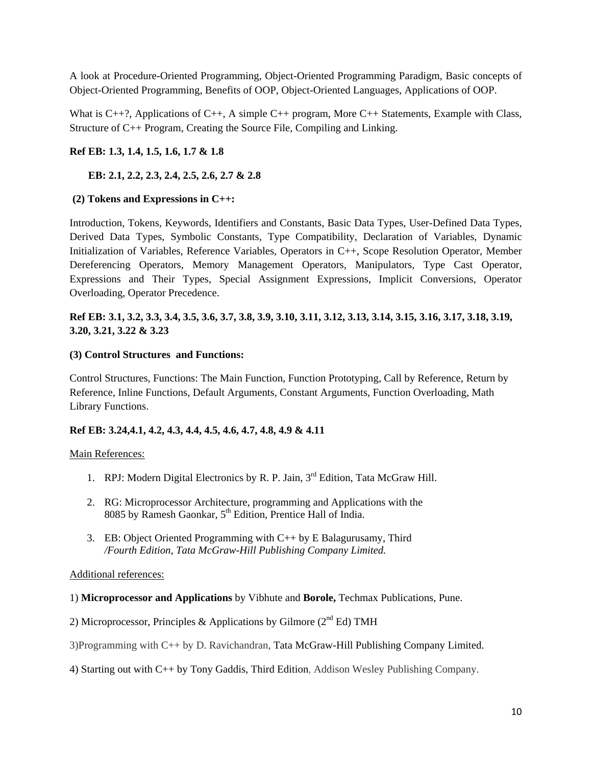A look at Procedure-Oriented Programming, Object-Oriented Programming Paradigm, Basic concepts of Object-Oriented Programming, Benefits of OOP, Object-Oriented Languages, Applications of OOP.

What is C++?, Applications of C++, A simple C++ program, More C++ Statements, Example with Class, Structure of C++ Program, Creating the Source File, Compiling and Linking.

**Ref EB: 1.3, 1.4, 1.5, 1.6, 1.7 & 1.8**

**EB: 2.1, 2.2, 2.3, 2.4, 2.5, 2.6, 2.7 & 2.8**

**(2) Tokens and Expressions in C++:**

Introduction, Tokens, Keywords, Identifiers and Constants, Basic Data Types, User-Defined Data Types, Derived Data Types, Symbolic Constants, Type Compatibility, Declaration of Variables, Dynamic Initialization of Variables, Reference Variables, Operators in C++, Scope Resolution Operator, Member Dereferencing Operators, Memory Management Operators, Manipulators, Type Cast Operator, Expressions and Their Types, Special Assignment Expressions, Implicit Conversions, Operator Overloading, Operator Precedence.

**Ref EB: 3.1, 3.2, 3.3, 3.4, 3.5, 3.6, 3.7, 3.8, 3.9, 3.10, 3.11, 3.12, 3.13, 3.14, 3.15, 3.16, 3.17, 3.18, 3.19, 3.20, 3.21, 3.22 & 3.23**

**(3) Control Structures and Functions:**

Control Structures, Functions: The Main Function, Function Prototyping, Call by Reference, Return by Reference, Inline Functions, Default Arguments, Constant Arguments, Function Overloading, Math Library Functions.

**Ref EB: 3.24,4.1, 4.2, 4.3, 4.4, 4.5, 4.6, 4.7, 4.8, 4.9 & 4.11**

Main References:

1. RPJ: Modern Digital Electronics by R. P. Jain, 3rd Edition, Tata McGraw Hill.
2. RG: Microprocessor Architecture, programming and Applications with the 8085 by Ramesh Gaonkar, 5th Edition, Prentice Hall of India.
3. EB: Object Oriented Programming with C++ by E Balagurusamy, Third */Fourth Edition, Tata McGraw-Hill Publishing Company Limited.*

Additional references:

1) **Microprocessor and Applications** by Vibhute and **Borole,** Techmax Publications, Pune.

2) Microprocessor, Principles & Applications by Gilmore (2nd Ed) TMH

3)Programming with C++ by D. Ravichandran, Tata McGraw-Hill Publishing Company Limited.

4) Starting out with C++ by Tony Gaddis, Third Edition, Addison Wesley Publishing Company.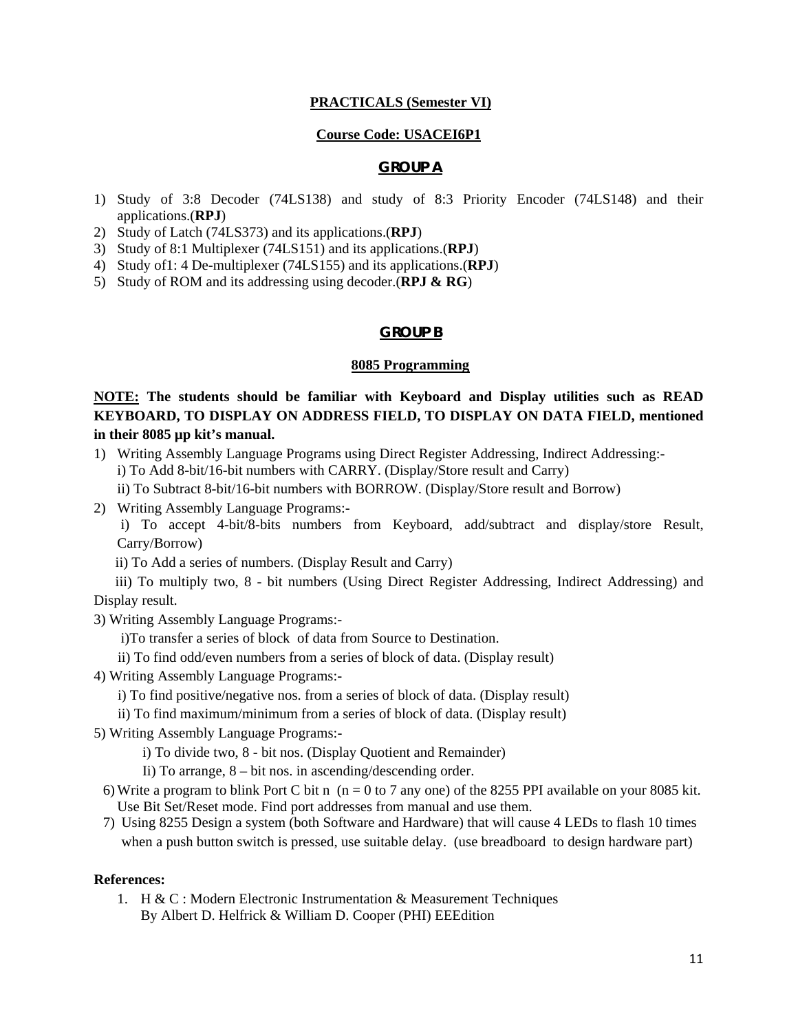**PRACTICALS (Semester VI)**

**Course Code: USACEI6P1**

## GROUP A

1) Study of 3:8 Decoder (74LS138) and study of 8:3 Priority Encoder (74LS148) and their applications.(**RPJ**)
2) Study of Latch (74LS373) and its applications.(**RPJ**)
3) Study of 8:1 Multiplexer (74LS151) and its applications.(**RPJ**)
4) Study of1: 4 De-multiplexer (74LS155) and its applications.(**RPJ**)
5) Study of ROM and its addressing using decoder.(**RPJ & RG**)

## GROUP B

**8085 Programming**

**NOTE: The students should be familiar with Keyboard and Display utilities such as READ KEYBOARD, TO DISPLAY ON ADDRESS FIELD, TO DISPLAY ON DATA FIELD, mentioned in their 8085 µp kit's manual.**

1) Writing Assembly Language Programs using Direct Register Addressing, Indirect Addressing:-
   i) To Add 8-bit/16-bit numbers with CARRY. (Display/Store result and Carry)
   ii) To Subtract 8-bit/16-bit numbers with BORROW. (Display/Store result and Borrow)
2) Writing Assembly Language Programs:-
   i) To accept 4-bit/8-bits numbers from Keyboard, add/subtract and display/store Result, Carry/Borrow)
   ii) To Add a series of numbers. (Display Result and Carry)
   iii) To multiply two, 8 - bit numbers (Using Direct Register Addressing, Indirect Addressing) and Display result.
3) Writing Assembly Language Programs:-
   i)To transfer a series of block of data from Source to Destination.
   ii) To find odd/even numbers from a series of block of data. (Display result)
4) Writing Assembly Language Programs:-
   i) To find positive/negative nos. from a series of block of data. (Display result)
   ii) To find maximum/minimum from a series of block of data. (Display result)
5) Writing Assembly Language Programs:-
   i) To divide two, 8 - bit nos. (Display Quotient and Remainder)
   Ii) To arrange, 8 – bit nos. in ascending/descending order.
6) Write a program to blink Port C bit n (n = 0 to 7 any one) of the 8255 PPI available on your 8085 kit. Use Bit Set/Reset mode. Find port addresses from manual and use them.
7) Using 8255 Design a system (both Software and Hardware) that will cause 4 LEDs to flash 10 times when a push button switch is pressed, use suitable delay. (use breadboard to design hardware part)

**References:**

1. H & C : Modern Electronic Instrumentation & Measurement Techniques
   By Albert D. Helfrick & William D. Cooper (PHI) EEEdition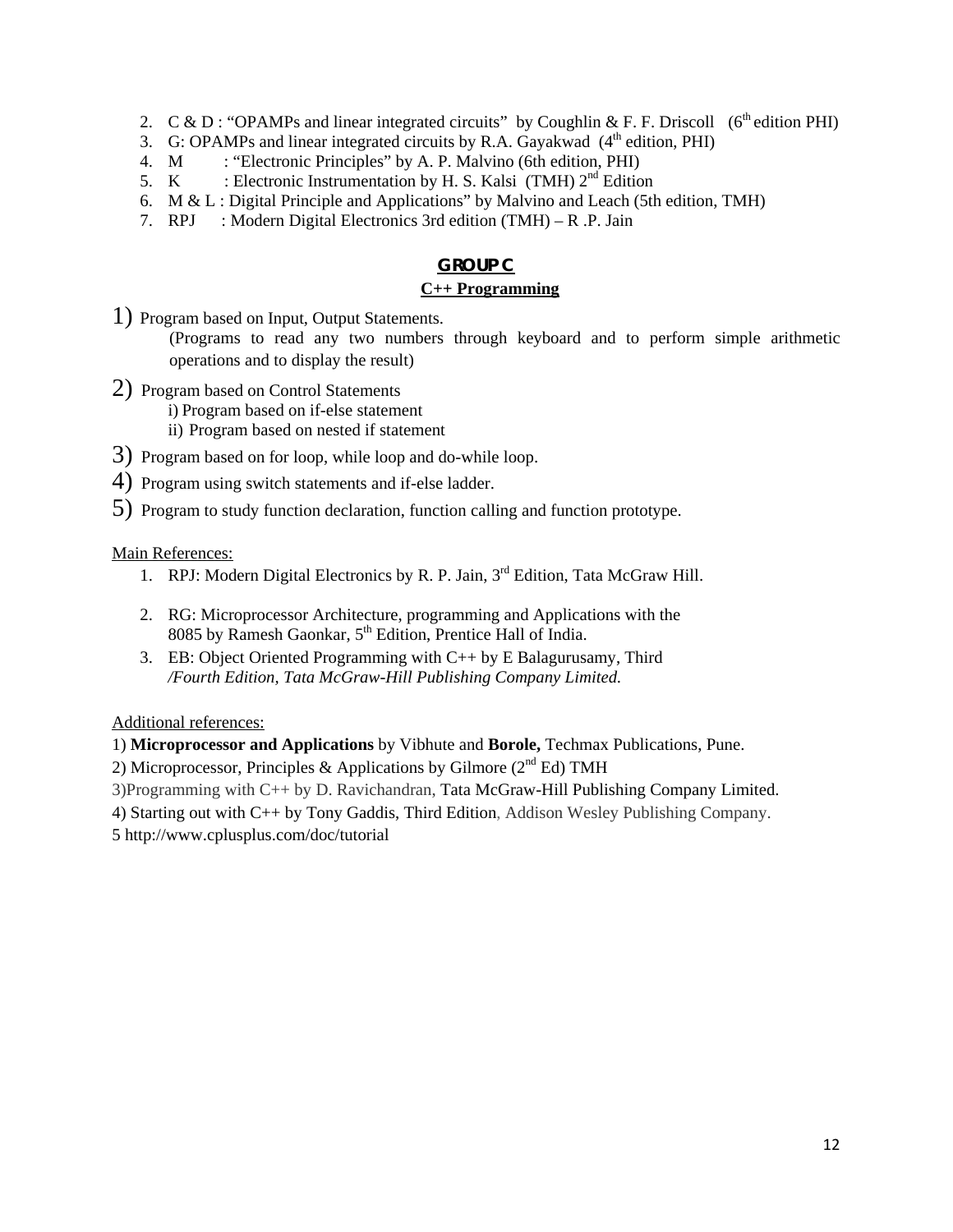2. C & D : "OPAMPs and linear integrated circuits" by Coughlin & F. F. Driscoll (6th edition PHI)
3. G: OPAMPs and linear integrated circuits by R.A. Gayakwad (4th edition, PHI)
4. M : "Electronic Principles" by A. P. Malvino (6th edition, PHI)
5. K : Electronic Instrumentation by H. S. Kalsi (TMH) 2nd Edition
6. M & L : Digital Principle and Applications" by Malvino and Leach (5th edition, TMH)
7. RPJ : Modern Digital Electronics 3rd edition (TMH) – R .P. Jain

## GROUP C

### C++ Programming

1) Program based on Input, Output Statements.
   (Programs to read any two numbers through keyboard and to perform simple arithmetic operations and to display the result)
2) Program based on Control Statements
   i) Program based on if-else statement
   ii) Program based on nested if statement
3) Program based on for loop, while loop and do-while loop.
4) Program using switch statements and if-else ladder.
5) Program to study function declaration, function calling and function prototype.

Main References:

1. RPJ: Modern Digital Electronics by R. P. Jain, 3rd Edition, Tata McGraw Hill.
2. RG: Microprocessor Architecture, programming and Applications with the 8085 by Ramesh Gaonkar, 5th Edition, Prentice Hall of India.
3. EB: Object Oriented Programming with C++ by E Balagurusamy, Third */Fourth Edition, Tata McGraw-Hill Publishing Company Limited.*

Additional references:

1) **Microprocessor and Applications** by Vibhute and **Borole,** Techmax Publications, Pune.
2) Microprocessor, Principles & Applications by Gilmore (2nd Ed) TMH
3)Programming with C++ by D. Ravichandran, Tata McGraw-Hill Publishing Company Limited.
4) Starting out with C++ by Tony Gaddis, Third Edition, Addison Wesley Publishing Company.
5 http://www.cplusplus.com/doc/tutorial